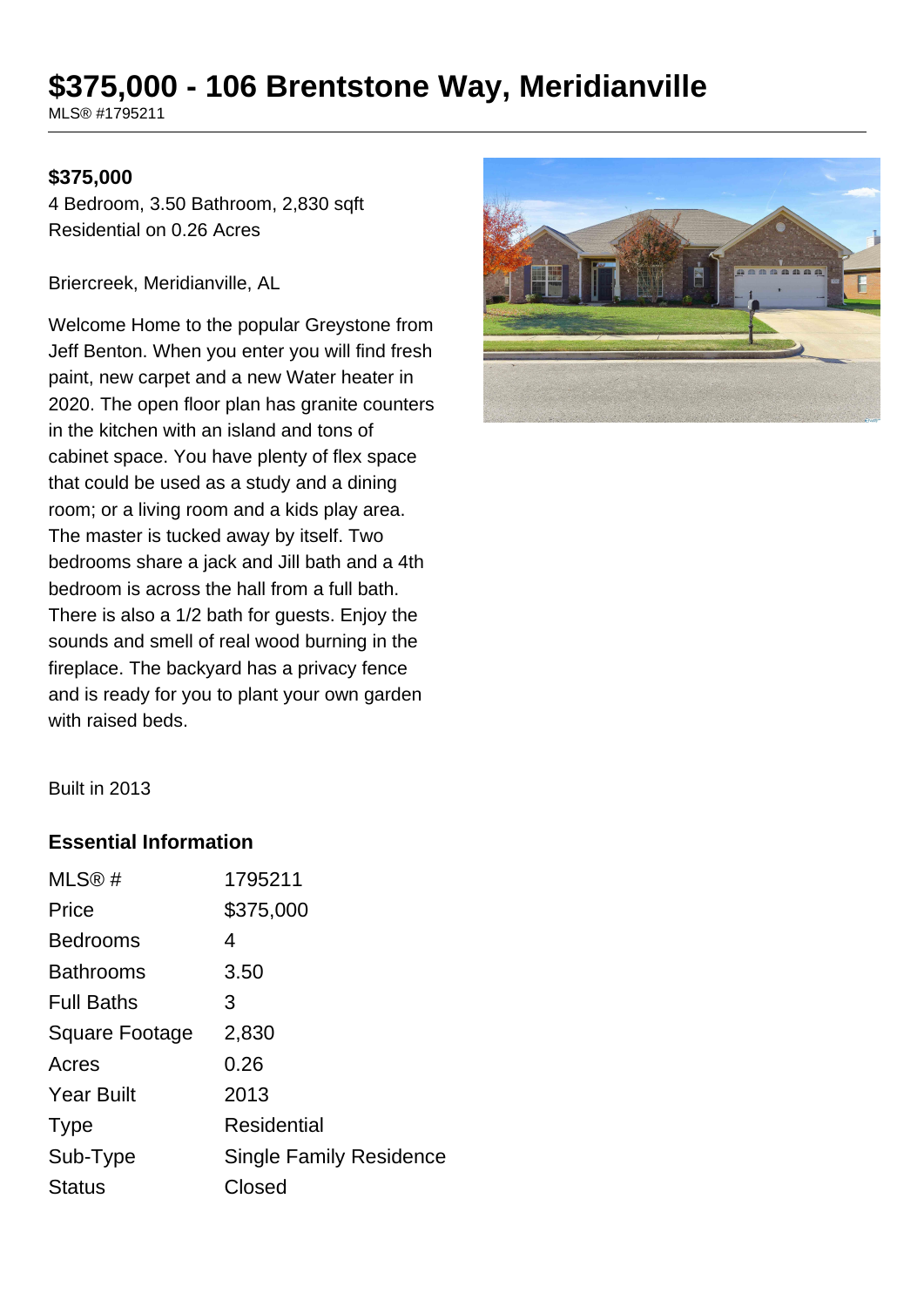# $375,000 - 106 Brentstone Way, Meridianville

MLS® #1795211

**$375,000**

4 Bedroom, 3.50 Bathroom, 2,830 sqft
Residential on 0.26 Acres

Briercreek, Meridianville, AL

Welcome Home to the popular Greystone from Jeff Benton. When you enter you will find fresh paint, new carpet and a new Water heater in 2020. The open floor plan has granite counters in the kitchen with an island and tons of cabinet space. You have plenty of flex space that could be used as a study and a dining room; or a living room and a kids play area. The master is tucked away by itself. Two bedrooms share a jack and Jill bath and a 4th bedroom is across the hall from a full bath. There is also a 1/2 bath for guests. Enjoy the sounds and smell of real wood burning in the fireplace. The backyard has a privacy fence and is ready for you to plant your own garden with raised beds.

Built in 2013

### Essential Information

| | |
|---|---|
| MLS® # | 1795211 |
| Price | $375,000 |
| Bedrooms | 4 |
| Bathrooms | 3.50 |
| Full Baths | 3 |
| Square Footage | 2,830 |
| Acres | 0.26 |
| Year Built | 2013 |
| Type | Residential |
| Sub-Type | Single Family Residence |
| Status | Closed |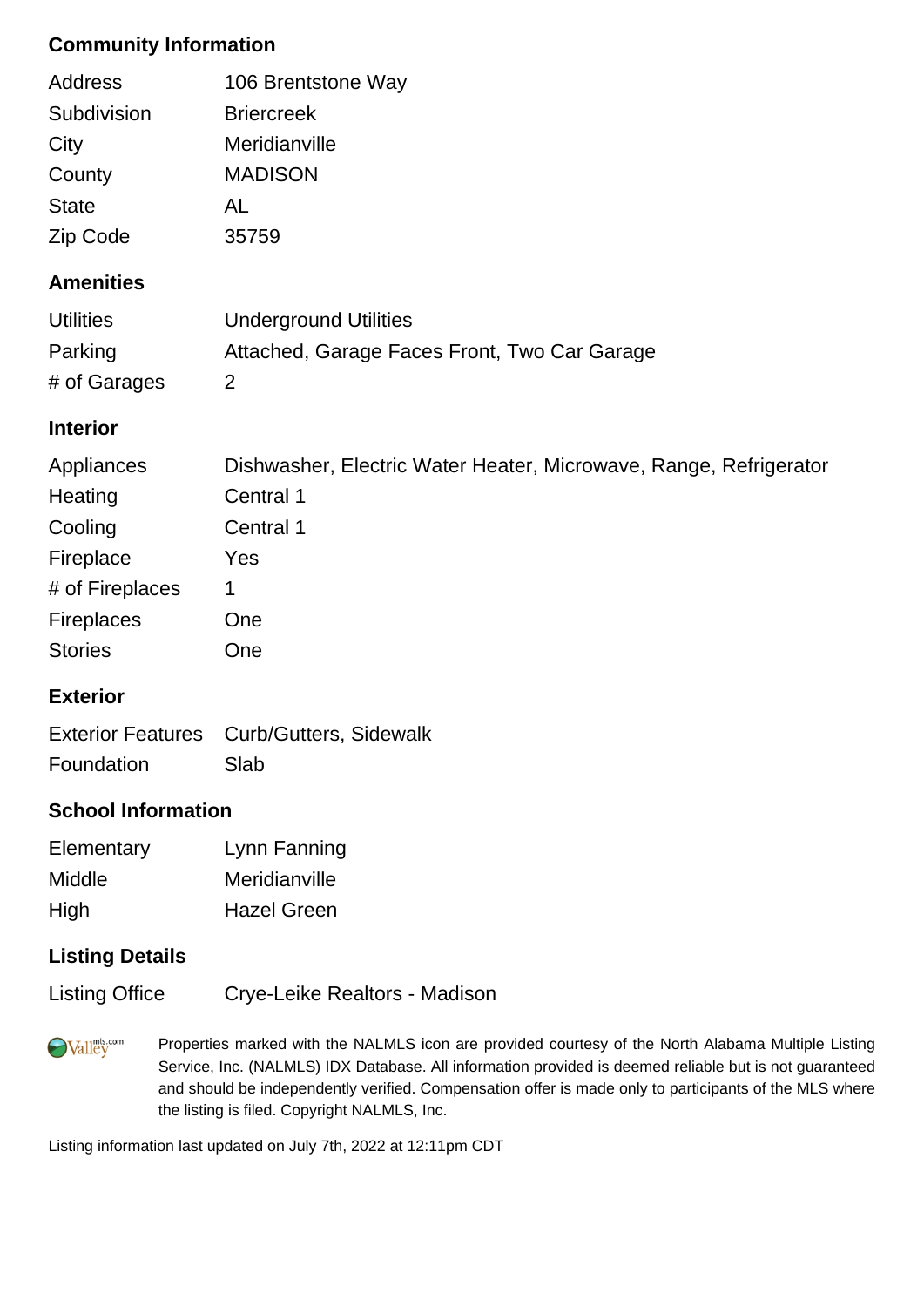## Community Information

| | |
|---|---|
| Address | 106 Brentstone Way |
| Subdivision | Briercreek |
| City | Meridianville |
| County | MADISON |
| State | AL |
| Zip Code | 35759 |

## Amenities

| | |
|---|---|
| Utilities | Underground Utilities |
| Parking | Attached, Garage Faces Front, Two Car Garage |
| # of Garages | 2 |

## Interior

| | |
|---|---|
| Appliances | Dishwasher, Electric Water Heater, Microwave, Range, Refrigerator |
| Heating | Central 1 |
| Cooling | Central 1 |
| Fireplace | Yes |
| # of Fireplaces | 1 |
| Fireplaces | One |
| Stories | One |

## Exterior

| | |
|---|---|
| Exterior Features | Curb/Gutters, Sidewalk |
| Foundation | Slab |

## School Information

| | |
|---|---|
| Elementary | Lynn Fanning |
| Middle | Meridianville |
| High | Hazel Green |

## Listing Details

| | |
|---|---|
| Listing Office | Crye-Leike Realtors - Madison |

Properties marked with the NALMLS icon are provided courtesy of the North Alabama Multiple Listing Service, Inc. (NALMLS) IDX Database. All information provided is deemed reliable but is not guaranteed and should be independently verified. Compensation offer is made only to participants of the MLS where the listing is filed. Copyright NALMLS, Inc.

Listing information last updated on July 7th, 2022 at 12:11pm CDT